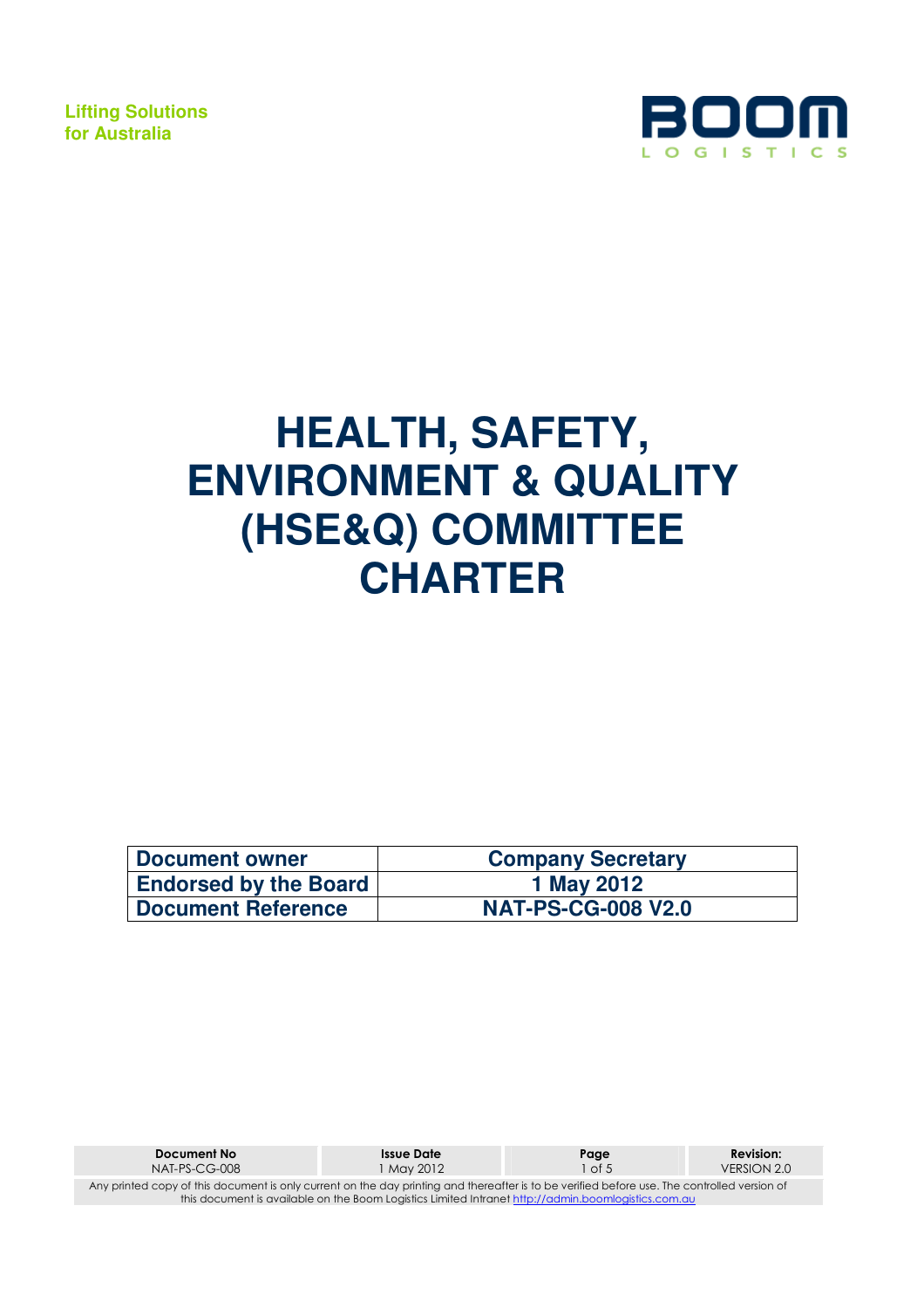Lifting Solutions for Australia

BOOM LOGISTICS

# HEALTH, SAFETY, ENVIRONMENT & QUALITY (HSE&Q) COMMITTEE CHARTER

| Document owner | Company Secretary |
|---|---|
| Endorsed by the Board | 1 May 2012 |
| Document Reference | NAT-PS-CG-008 V2.0 |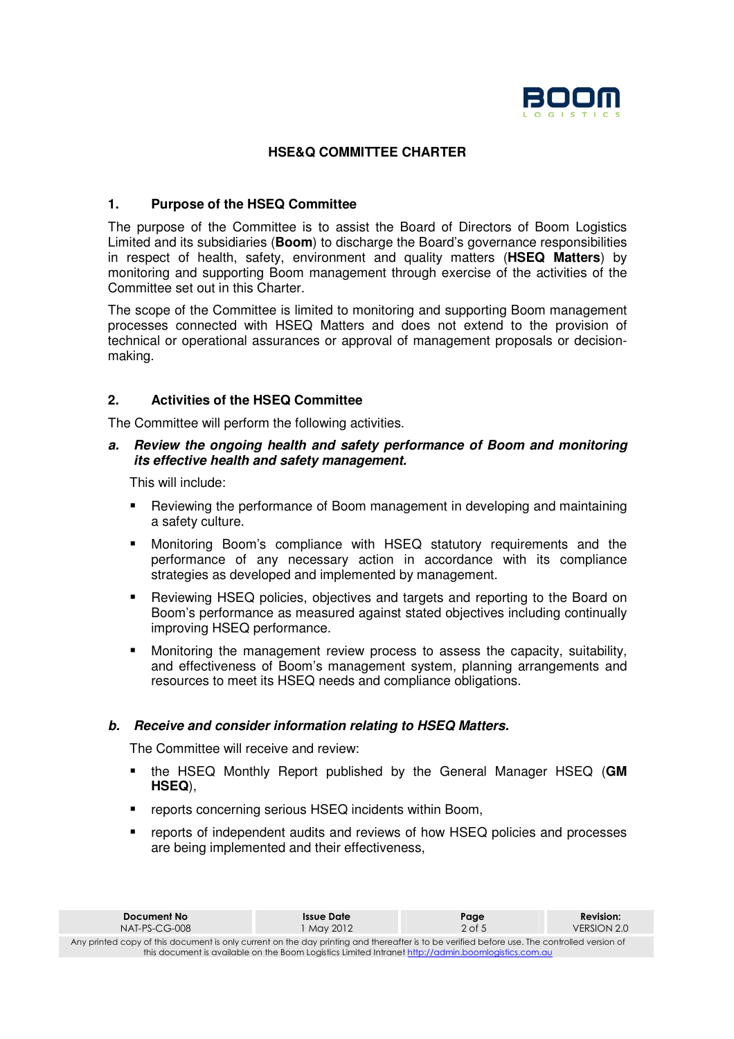## HSE&Q COMMITTEE CHARTER

### 1. Purpose of the HSEQ Committee

The purpose of the Committee is to assist the Board of Directors of Boom Logistics Limited and its subsidiaries (**Boom**) to discharge the Board's governance responsibilities in respect of health, safety, environment and quality matters (**HSEQ Matters**) by monitoring and supporting Boom management through exercise of the activities of the Committee set out in this Charter.

The scope of the Committee is limited to monitoring and supporting Boom management processes connected with HSEQ Matters and does not extend to the provision of technical or operational assurances or approval of management proposals or decision-making.

### 2. Activities of the HSEQ Committee

The Committee will perform the following activities.

***a. Review the ongoing health and safety performance of Boom and monitoring its effective health and safety management.***

This will include:

- Reviewing the performance of Boom management in developing and maintaining a safety culture.
- Monitoring Boom's compliance with HSEQ statutory requirements and the performance of any necessary action in accordance with its compliance strategies as developed and implemented by management.
- Reviewing HSEQ policies, objectives and targets and reporting to the Board on Boom's performance as measured against stated objectives including continually improving HSEQ performance.
- Monitoring the management review process to assess the capacity, suitability, and effectiveness of Boom's management system, planning arrangements and resources to meet its HSEQ needs and compliance obligations.

***b. Receive and consider information relating to HSEQ Matters.***

The Committee will receive and review:

- the HSEQ Monthly Report published by the General Manager HSEQ (**GM HSEQ**),
- reports concerning serious HSEQ incidents within Boom,
- reports of independent audits and reviews of how HSEQ policies and processes are being implemented and their effectiveness,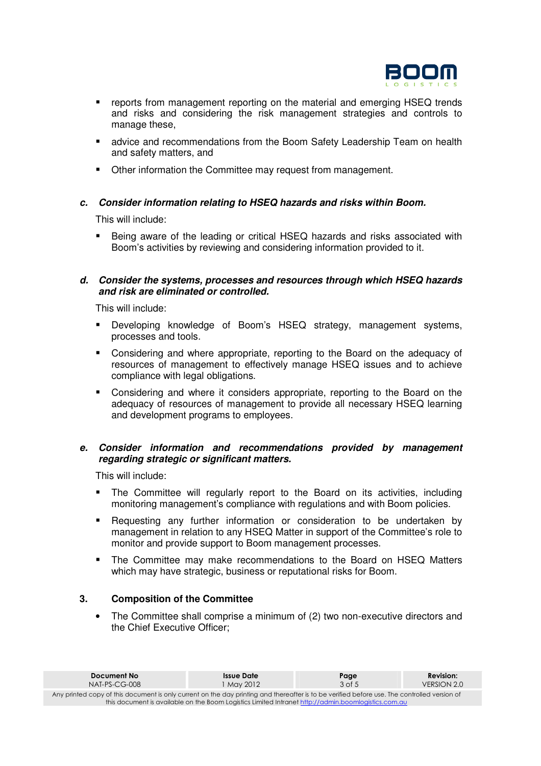- reports from management reporting on the material and emerging HSEQ trends and risks and considering the risk management strategies and controls to manage these,
- advice and recommendations from the Boom Safety Leadership Team on health and safety matters, and
- Other information the Committee may request from management.

**c. *Consider information relating to HSEQ hazards and risks within Boom.***

This will include:

- Being aware of the leading or critical HSEQ hazards and risks associated with Boom's activities by reviewing and considering information provided to it.

**d. *Consider the systems, processes and resources through which HSEQ hazards and risk are eliminated or controlled.***

This will include:

- Developing knowledge of Boom's HSEQ strategy, management systems, processes and tools.
- Considering and where appropriate, reporting to the Board on the adequacy of resources of management to effectively manage HSEQ issues and to achieve compliance with legal obligations.
- Considering and where it considers appropriate, reporting to the Board on the adequacy of resources of management to provide all necessary HSEQ learning and development programs to employees.

**e. *Consider information and recommendations provided by management regarding strategic or significant matters.***

This will include:

- The Committee will regularly report to the Board on its activities, including monitoring management's compliance with regulations and with Boom policies.
- Requesting any further information or consideration to be undertaken by management in relation to any HSEQ Matter in support of the Committee's role to monitor and provide support to Boom management processes.
- The Committee may make recommendations to the Board on HSEQ Matters which may have strategic, business or reputational risks for Boom.

## 3. Composition of the Committee

- The Committee shall comprise a minimum of (2) two non-executive directors and the Chief Executive Officer;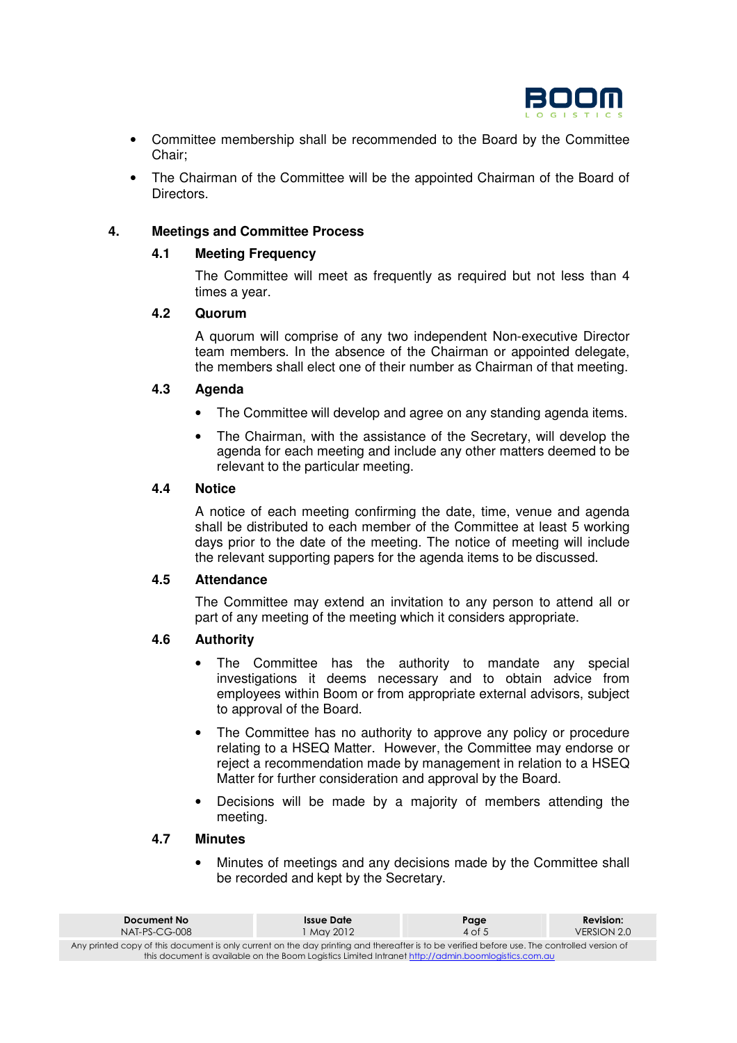- Committee membership shall be recommended to the Board by the Committee Chair;
- The Chairman of the Committee will be the appointed Chairman of the Board of Directors.

## 4. Meetings and Committee Process

### 4.1 Meeting Frequency

The Committee will meet as frequently as required but not less than 4 times a year.

### 4.2 Quorum

A quorum will comprise of any two independent Non-executive Director team members. In the absence of the Chairman or appointed delegate, the members shall elect one of their number as Chairman of that meeting.

### 4.3 Agenda

- The Committee will develop and agree on any standing agenda items.
- The Chairman, with the assistance of the Secretary, will develop the agenda for each meeting and include any other matters deemed to be relevant to the particular meeting.

### 4.4 Notice

A notice of each meeting confirming the date, time, venue and agenda shall be distributed to each member of the Committee at least 5 working days prior to the date of the meeting. The notice of meeting will include the relevant supporting papers for the agenda items to be discussed.

### 4.5 Attendance

The Committee may extend an invitation to any person to attend all or part of any meeting of the meeting which it considers appropriate.

### 4.6 Authority

- The Committee has the authority to mandate any special investigations it deems necessary and to obtain advice from employees within Boom or from appropriate external advisors, subject to approval of the Board.
- The Committee has no authority to approve any policy or procedure relating to a HSEQ Matter. However, the Committee may endorse or reject a recommendation made by management in relation to a HSEQ Matter for further consideration and approval by the Board.
- Decisions will be made by a majority of members attending the meeting.

### 4.7 Minutes

- Minutes of meetings and any decisions made by the Committee shall be recorded and kept by the Secretary.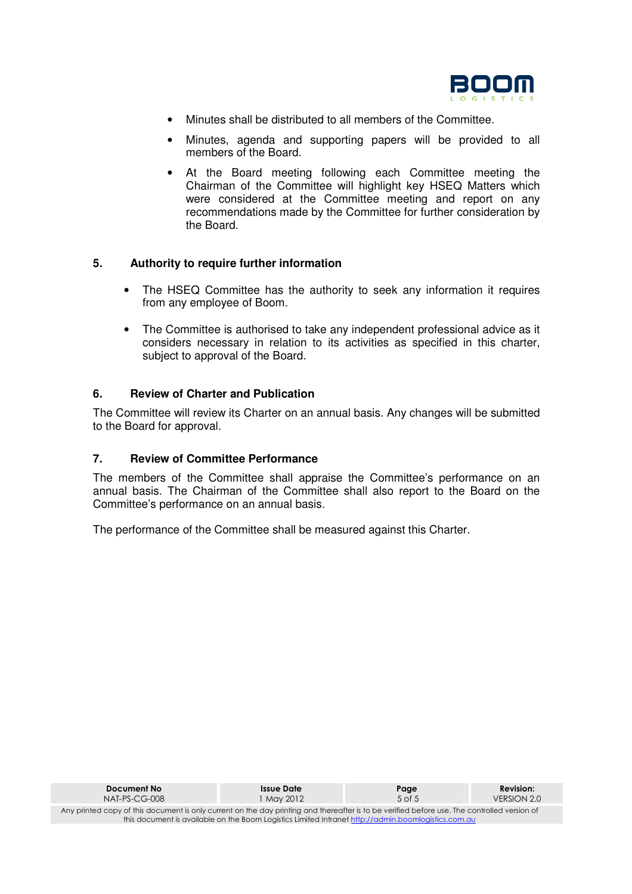- Minutes shall be distributed to all members of the Committee.
- Minutes, agenda and supporting papers will be provided to all members of the Board.
- At the Board meeting following each Committee meeting the Chairman of the Committee will highlight key HSEQ Matters which were considered at the Committee meeting and report on any recommendations made by the Committee for further consideration by the Board.

## 5. Authority to require further information

- The HSEQ Committee has the authority to seek any information it requires from any employee of Boom.
- The Committee is authorised to take any independent professional advice as it considers necessary in relation to its activities as specified in this charter, subject to approval of the Board.

## 6. Review of Charter and Publication

The Committee will review its Charter on an annual basis. Any changes will be submitted to the Board for approval.

## 7. Review of Committee Performance

The members of the Committee shall appraise the Committee's performance on an annual basis. The Chairman of the Committee shall also report to the Board on the Committee's performance on an annual basis.

The performance of the Committee shall be measured against this Charter.